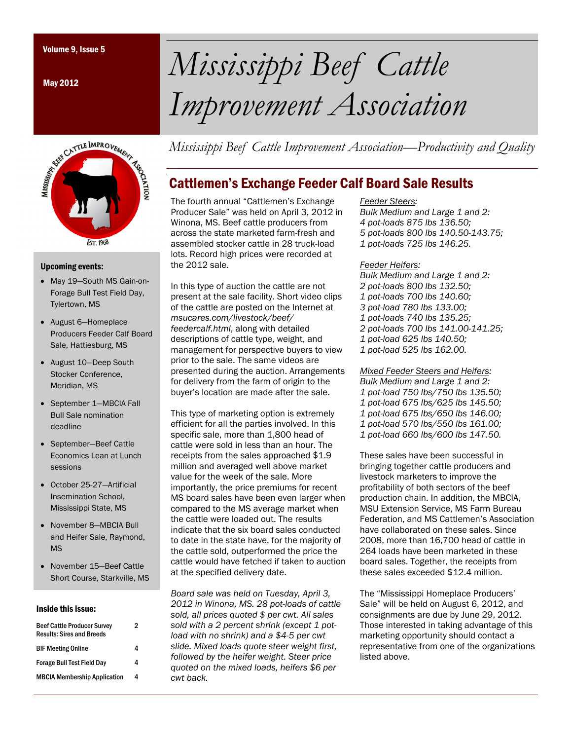# Mississippi Beef Cattle Improvement Association

*Mississippi Beef Cattle Improvement Association—Productivity and Quality*

### Upcoming events:

- May 19—South MS Gain-on-Forage Bull Test Field Day, Tylertown, MS
- August 6—Homeplace Producers Feeder Calf Board Sale, Hattiesburg, MS
- August 10—Deep South Stocker Conference, Meridian, MS
- September 1—MBCIA Fall Bull Sale nomination deadline
- September—Beef Cattle Economics Lean at Lunch sessions
- October 25-27—Artificial Insemination School, Mississippi State, MS
- November 8—MBCIA Bull and Heifer Sale, Raymond, MS
- November 15—Beef Cattle Short Course, Starkville, MS

### Inside this issue:

| | |
|---|---|
| Beef Cattle Producer Survey Results: Sires and Breeds | 2 |
| BIF Meeting Online | 4 |
| Forage Bull Test Field Day | 4 |
| MBCIA Membership Application | 4 |

## Cattlemen's Exchange Feeder Calf Board Sale Results

The fourth annual "Cattlemen's Exchange Producer Sale" was held on April 3, 2012 in Winona, MS. Beef cattle producers from across the state marketed farm-fresh and assembled stocker cattle in 28 truck-load lots. Record high prices were recorded at the 2012 sale.

In this type of auction the cattle are not present at the sale facility. Short video clips of the cattle are posted on the Internet at *msucares.com/livestock/beef/feedercalf.html*, along with detailed descriptions of cattle type, weight, and management for perspective buyers to view prior to the sale. The same videos are presented during the auction. Arrangements for delivery from the farm of origin to the buyer's location are made after the sale.

This type of marketing option is extremely efficient for all the parties involved. In this specific sale, more than 1,800 head of cattle were sold in less than an hour. The receipts from the sales approached $1.9 million and averaged well above market value for the week of the sale. More importantly, the price premiums for recent MS board sales have been even larger when compared to the MS average market when the cattle were loaded out. The results indicate that the six board sales conducted to date in the state have, for the majority of the cattle sold, outperformed the price the cattle would have fetched if taken to auction at the specified delivery date.

*Board sale was held on Tuesday, April 3, 2012 in Winona, MS. 28 pot-loads of cattle sold, all prices quoted $ per cwt. All sales sold with a 2 percent shrink (except 1 pot-load with no shrink) and a $4-5 per cwt slide. Mixed loads quote steer weight first, followed by the heifer weight. Steer price quoted on the mixed loads, heifers $6 per cwt back.*

*<u>Feeder Steers:</u>*
*Bulk Medium and Large 1 and 2:*
*4 pot-loads 875 lbs 136.50;*
*5 pot-loads 800 lbs 140.50-143.75;*
*1 pot-loads 725 lbs 146.25.*

*<u>Feeder Heifers:</u>*
*Bulk Medium and Large 1 and 2:*
*2 pot-loads 800 lbs 132.50;*
*1 pot-loads 700 lbs 140.60;*
*3 pot-load 780 lbs 133.00;*
*1 pot-loads 740 lbs 135.25;*
*2 pot-loads 700 lbs 141.00-141.25;*
*1 pot-load 625 lbs 140.50;*
*1 pot-load 525 lbs 162.00.*

*<u>Mixed Feeder Steers and Heifers:</u>*
*Bulk Medium and Large 1 and 2:*
*1 pot-load 750 lbs/750 lbs 135.50;*
*1 pot-load 675 lbs/625 lbs 145.50;*
*1 pot-load 675 lbs/650 lbs 146.00;*
*1 pot-load 570 lbs/550 lbs 161.00;*
*1 pot-load 660 lbs/600 lbs 147.50.*

These sales have been successful in bringing together cattle producers and livestock marketers to improve the profitability of both sectors of the beef production chain. In addition, the MBCIA, MSU Extension Service, MS Farm Bureau Federation, and MS Cattlemen's Association have collaborated on these sales. Since 2008, more than 16,700 head of cattle in 264 loads have been marketed in these board sales. Together, the receipts from these sales exceeded $12.4 million.

The "Mississippi Homeplace Producers' Sale" will be held on August 6, 2012, and consignments are due by June 29, 2012. Those interested in taking advantage of this marketing opportunity should contact a representative from one of the organizations listed above.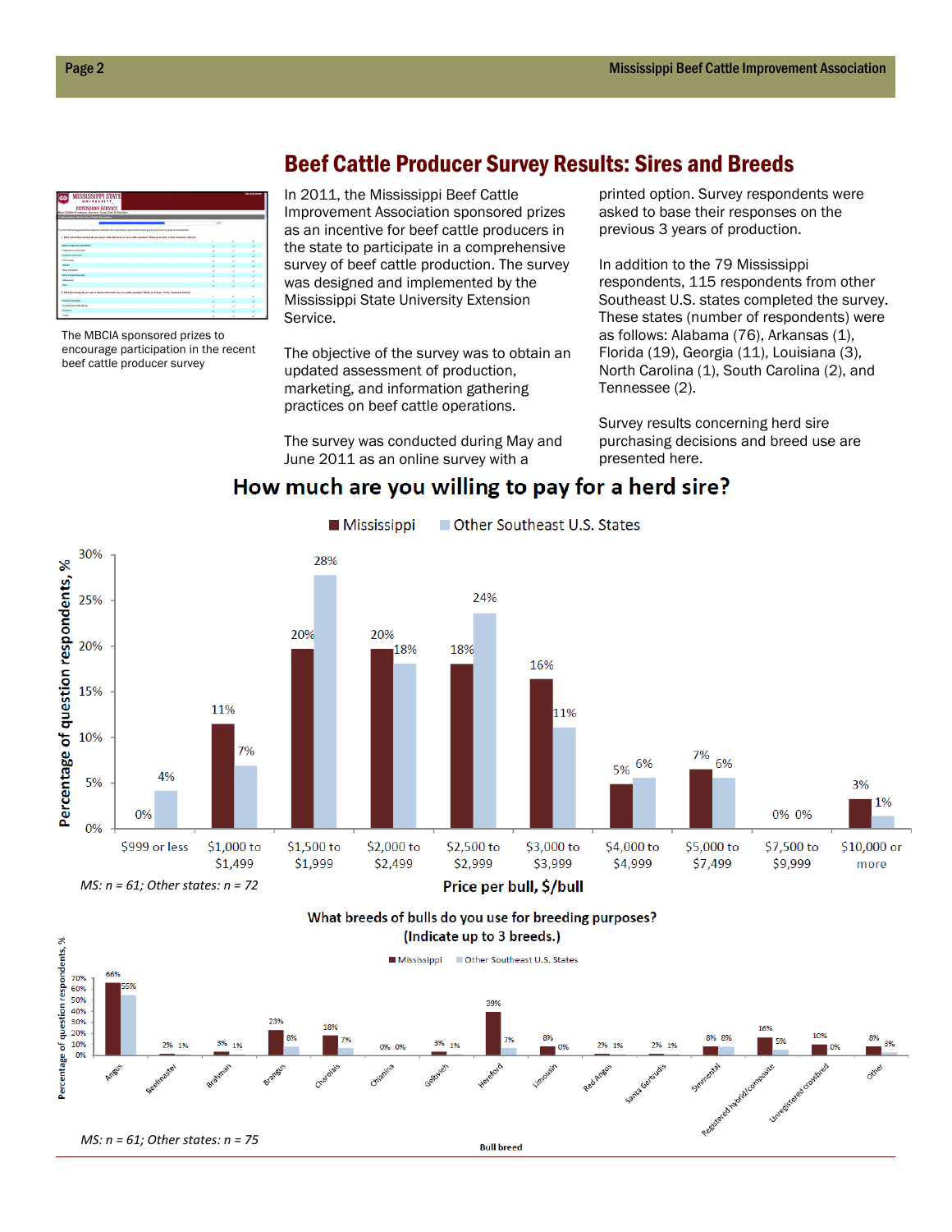# Beef Cattle Producer Survey Results: Sires and Breeds

The MBCIA sponsored prizes to encourage participation in the recent beef cattle producer survey

In 2011, the Mississippi Beef Cattle Improvement Association sponsored prizes as an incentive for beef cattle producers in the state to participate in a comprehensive survey of beef cattle production. The survey was designed and implemented by the Mississippi State University Extension Service.

The objective of the survey was to obtain an updated assessment of production, marketing, and information gathering practices on beef cattle operations.

The survey was conducted during May and June 2011 as an online survey with a printed option. Survey respondents were asked to base their responses on the previous 3 years of production.

In addition to the 79 Mississippi respondents, 115 respondents from other Southeast U.S. states completed the survey. These states (number of respondents) were as follows: Alabama (76), Arkansas (1), Florida (19), Georgia (11), Louisiana (3), North Carolina (1), South Carolina (2), and Tennessee (2).

Survey results concerning herd sire purchasing decisions and breed use are presented here.

## How much are you willing to pay for a herd sire?

| Price per bull, $/bull | Mississippi | Other Southeast U.S. States |
|---|---|---|
| $999 or less | 0% | 4% |
| $1,000 to $1,499 | 11% | 7% |
| $1,500 to $1,999 | 20% | 28% |
| $2,000 to $2,499 | 20% | 18% |
| $2,500 to $2,999 | 18% | 24% |
| $3,000 to $3,999 | 16% | 11% |
| $4,000 to $4,999 | 5% | 6% |
| $5,000 to $7,499 | 7% | 6% |
| $7,500 to $9,999 | 0% | 0% |
| $10,000 or more | 3% | 1% |

*MS: n = 61; Other states: n = 72*

## What breeds of bulls do you use for breeding purposes? (Indicate up to 3 breeds.)

| Bull breed | Mississippi | Other Southeast U.S. States |
|---|---|---|
| Angus | 66% | 55% |
| Beefmaster | 2% | 1% |
| Brahman | 3% | 1% |
| Brangus | 23% | 8% |
| Charolais | 18% | 7% |
| Chianina | 0% | 0% |
| Gelbvieh | 3% | 1% |
| Hereford | 39% | 7% |
| Limousin | 8% | 0% |
| Red Angus | 2% | 1% |
| Santa Gertrudis | 2% | 1% |
| Simmental | 8% | 8% |
| Registered hybrid/composite | 16% | 5% |
| Unregistered crossbred | 10% | 0% |
| Other | 8% | 3% |

*MS: n = 61; Other states: n = 75*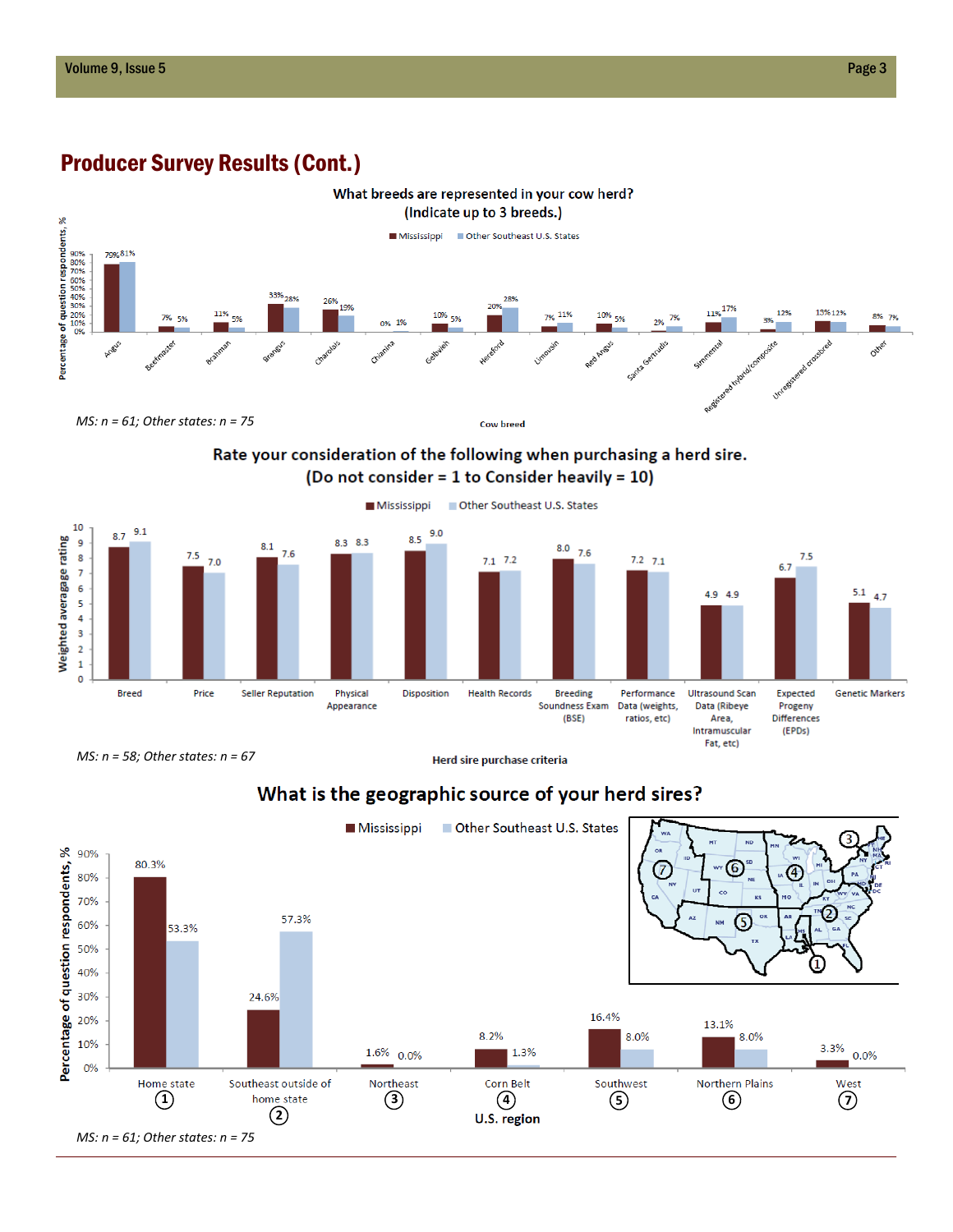## Producer Survey Results (Cont.)

**What breeds are represented in your cow herd? (Indicate up to 3 breeds.)**

| Cow breed | Mississippi | Other Southeast U.S. States |
| --- | --- | --- |
| Angus | 79% | 81% |
| Beefmaster | 7% | 5% |
| Brahman | 11% | 5% |
| Brangus | 33% | 28% |
| Charolais | 26% | 19% |
| Chianina | 0% | 1% |
| Gelbvieh | 10% | 5% |
| Hereford | 20% | 28% |
| Limousin | 7% | 11% |
| Red Angus | 10% | 5% |
| Santa Gertrudis | 2% | 7% |
| Simmental | 11% | 17% |
| Registered hybrid/composite | 3% | 12% |
| Unregistered crossbred | 13% | 12% |
| Other | 8% | 7% |

*MS: n = 61; Other states: n = 75*

**Rate your consideration of the following when purchasing a herd sire. (Do not consider = 1 to Consider heavily = 10)**

| Herd sire purchase criteria | Mississippi | Other Southeast U.S. States |
| --- | --- | --- |
| Breed | 8.7 | 9.1 |
| Price | 7.5 | 7.0 |
| Seller Reputation | 8.1 | 7.6 |
| Physical Appearance | 8.3 | 8.3 |
| Disposition | 8.5 | 9.0 |
| Health Records | 7.1 | 7.2 |
| Breeding Soundness Exam (BSE) | 8.0 | 7.6 |
| Performance Data (weights, ratios, etc) | 7.2 | 7.1 |
| Ultrasound Scan Data (Ribeye Area, Intramuscular Fat, etc) | 4.9 | 4.9 |
| Expected Progeny Differences (EPDs) | 6.7 | 7.5 |
| Genetic Markers | 5.1 | 4.7 |

*MS: n = 58; Other states: n = 67*

**What is the geographic source of your herd sires?**

| U.S. region | Mississippi | Other Southeast U.S. States |
| --- | --- | --- |
| Home state (1) | 80.3% | 53.3% |
| Southeast outside of home state (2) | 24.6% | 57.3% |
| Northeast (3) | 1.6% | 0.0% |
| Corn Belt (4) | 8.2% | 1.3% |
| Southwest (5) | 16.4% | 8.0% |
| Northern Plains (6) | 13.1% | 8.0% |
| West (7) | 3.3% | 0.0% |

*MS: n = 61; Other states: n = 75*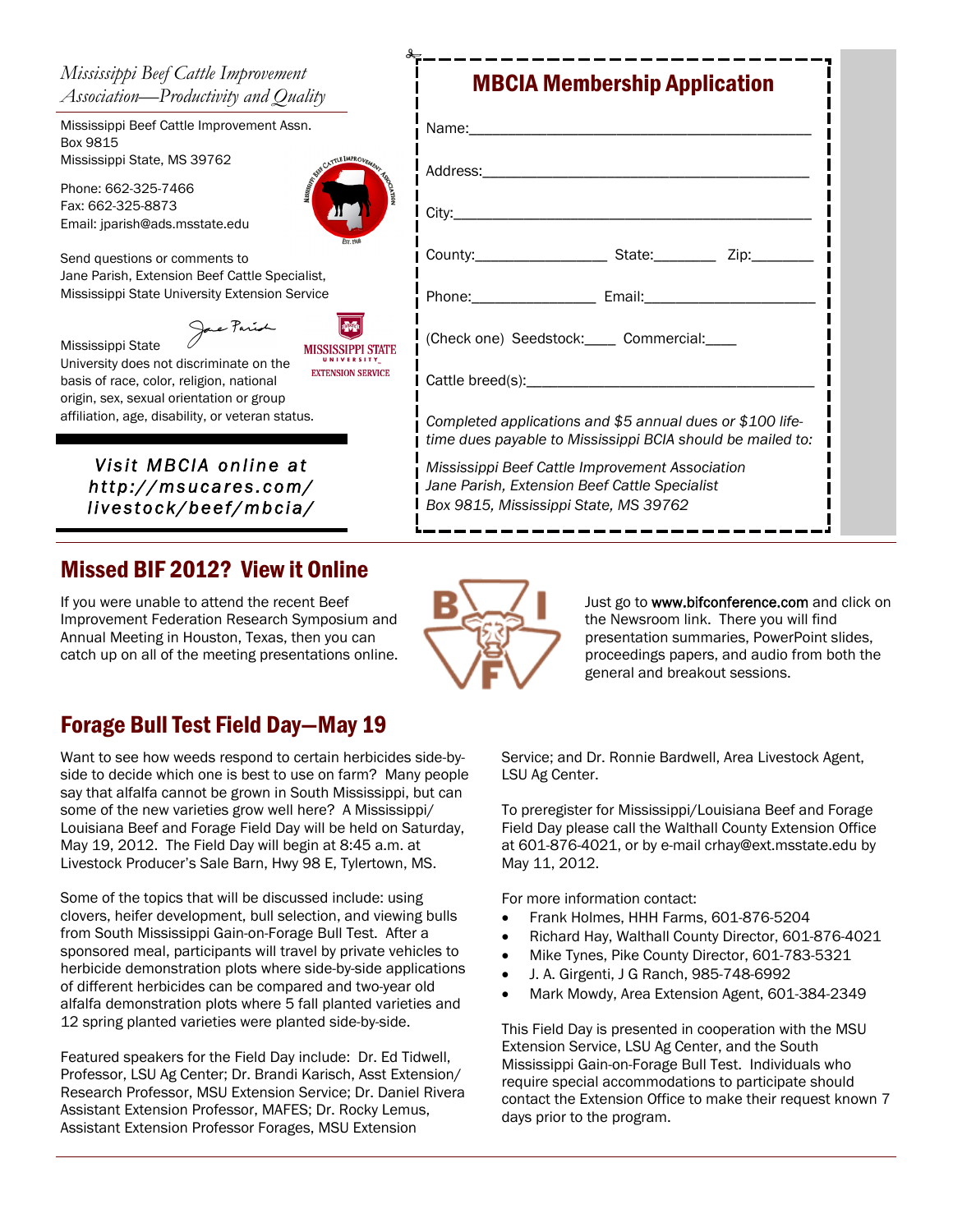*Mississippi Beef Cattle Improvement Association—Productivity and Quality*

Mississippi Beef Cattle Improvement Assn.
Box 9815
Mississippi State, MS 39762

Phone: 662-325-7466
Fax: 662-325-8873
Email: jparish@ads.msstate.edu

Send questions or comments to
Jane Parish, Extension Beef Cattle Specialist,
Mississippi State University Extension Service

Mississippi State University does not discriminate on the basis of race, color, religion, national origin, sex, sexual orientation or group affiliation, age, disability, or veteran status.

**Visit MBCIA online at http://msucares.com/livestock/beef/mbcia/**

## MBCIA Membership Application

Name:______________________________________

Address:____________________________________

City:_______________________________________

County:________________ State:________ Zip:________

Phone:________________ Email:______________________

(Check one) Seedstock:____ Commercial:____

Cattle breed(s):_______________________________

*Completed applications and $5 annual dues or $100 lifetime dues payable to Mississippi BCIA should be mailed to:*

*Mississippi Beef Cattle Improvement Association*
*Jane Parish, Extension Beef Cattle Specialist*
*Box 9815, Mississippi State, MS 39762*

## Missed BIF 2012? View it Online

If you were unable to attend the recent Beef Improvement Federation Research Symposium and Annual Meeting in Houston, Texas, then you can catch up on all of the meeting presentations online.

Just go to www.bifconference.com and click on the Newsroom link. There you will find presentation summaries, PowerPoint slides, proceedings papers, and audio from both the general and breakout sessions.

## Forage Bull Test Field Day—May 19

Want to see how weeds respond to certain herbicides side-by-side to decide which one is best to use on farm? Many people say that alfalfa cannot be grown in South Mississippi, but can some of the new varieties grow well here? A Mississippi/Louisiana Beef and Forage Field Day will be held on Saturday, May 19, 2012. The Field Day will begin at 8:45 a.m. at Livestock Producer's Sale Barn, Hwy 98 E, Tylertown, MS.

Some of the topics that will be discussed include: using clovers, heifer development, bull selection, and viewing bulls from South Mississippi Gain-on-Forage Bull Test. After a sponsored meal, participants will travel by private vehicles to herbicide demonstration plots where side-by-side applications of different herbicides can be compared and two-year old alfalfa demonstration plots where 5 fall planted varieties and 12 spring planted varieties were planted side-by-side.

Featured speakers for the Field Day include: Dr. Ed Tidwell, Professor, LSU Ag Center; Dr. Brandi Karisch, Asst Extension/Research Professor, MSU Extension Service; Dr. Daniel Rivera Assistant Extension Professor, MAFES; Dr. Rocky Lemus, Assistant Extension Professor Forages, MSU Extension Service; and Dr. Ronnie Bardwell, Area Livestock Agent, LSU Ag Center.

To preregister for Mississippi/Louisiana Beef and Forage Field Day please call the Walthall County Extension Office at 601-876-4021, or by e-mail crhay@ext.msstate.edu by May 11, 2012.

For more information contact:

- Frank Holmes, HHH Farms, 601-876-5204
- Richard Hay, Walthall County Director, 601-876-4021
- Mike Tynes, Pike County Director, 601-783-5321
- J. A. Girgenti, J G Ranch, 985-748-6992
- Mark Mowdy, Area Extension Agent, 601-384-2349

This Field Day is presented in cooperation with the MSU Extension Service, LSU Ag Center, and the South Mississippi Gain-on-Forage Bull Test. Individuals who require special accommodations to participate should contact the Extension Office to make their request known 7 days prior to the program.